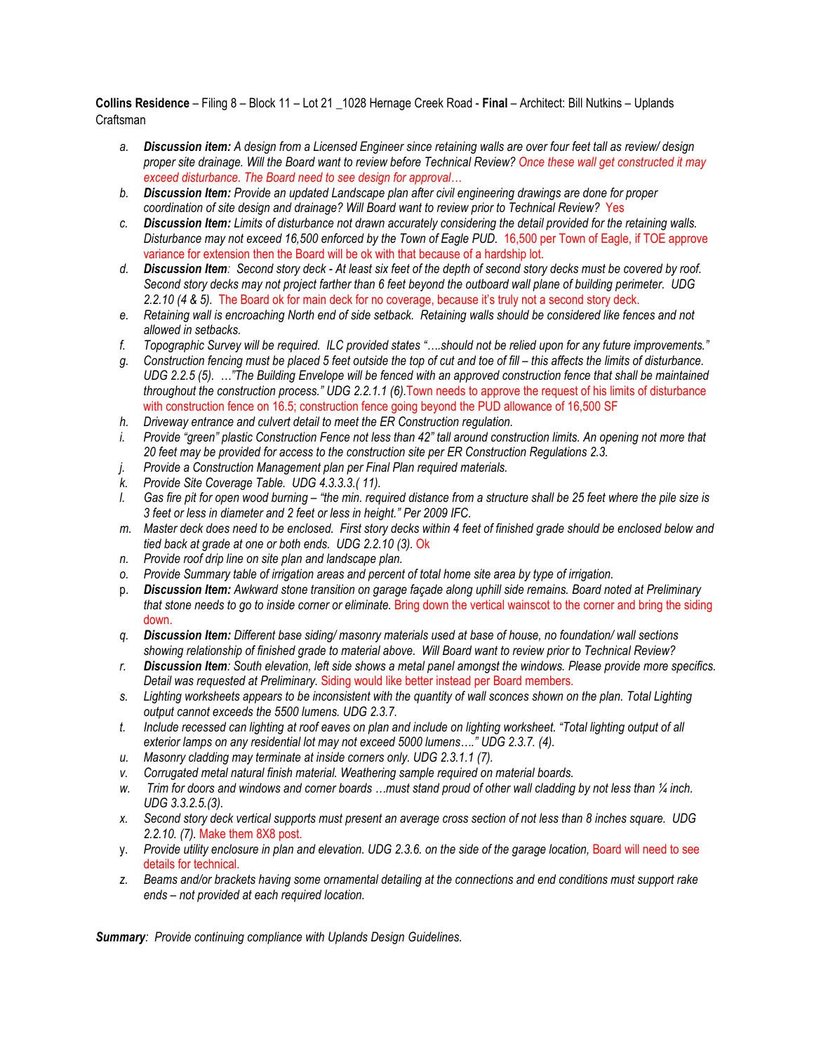**Collins Residence** – Filing 8 – Block 11 – Lot 21 _1028 Hernage Creek Road - **Final** – Architect: Bill Nutkins – Uplands Craftsman

a. ***Discussion item:*** *A design from a Licensed Engineer since retaining walls are over four feet tall as review/ design proper site drainage. Will the Board want to review before Technical Review?* Once these wall get constructed it may exceed disturbance. The Board need to see design for approval…
b. ***Discussion Item:*** *Provide an updated Landscape plan after civil engineering drawings are done for proper coordination of site design and drainage? Will Board want to review prior to Technical Review?* Yes
c. ***Discussion Item:*** *Limits of disturbance not drawn accurately considering the detail provided for the retaining walls. Disturbance may not exceed 16,500 enforced by the Town of Eagle PUD.* 16,500 per Town of Eagle, if TOE approve variance for extension then the Board will be ok with that because of a hardship lot.
d. ***Discussion Item****: Second story deck - At least six feet of the depth of second story decks must be covered by roof. Second story decks may not project farther than 6 feet beyond the outboard wall plane of building perimeter. UDG 2.2.10 (4 & 5).* The Board ok for main deck for no coverage, because it's truly not a second story deck.
e. *Retaining wall is encroaching North end of side setback. Retaining walls should be considered like fences and not allowed in setbacks.*
f. *Topographic Survey will be required. ILC provided states "….should not be relied upon for any future improvements."*
g. *Construction fencing must be placed 5 feet outside the top of cut and toe of fill – this affects the limits of disturbance. UDG 2.2.5 (5). …"The Building Envelope will be fenced with an approved construction fence that shall be maintained throughout the construction process." UDG 2.2.1.1 (6).*Town needs to approve the request of his limits of disturbance with construction fence on 16.5; construction fence going beyond the PUD allowance of 16,500 SF
h. *Driveway entrance and culvert detail to meet the ER Construction regulation.*
i. *Provide "green" plastic Construction Fence not less than 42" tall around construction limits. An opening not more that 20 feet may be provided for access to the construction site per ER Construction Regulations 2.3.*
j. *Provide a Construction Management plan per Final Plan required materials.*
k. *Provide Site Coverage Table. UDG 4.3.3.3.( 11).*
l. *Gas fire pit for open wood burning – "the min. required distance from a structure shall be 25 feet where the pile size is 3 feet or less in diameter and 2 feet or less in height." Per 2009 IFC.*
m. *Master deck does need to be enclosed. First story decks within 4 feet of finished grade should be enclosed below and tied back at grade at one or both ends. UDG 2.2.10 (3).* Ok
n. *Provide roof drip line on site plan and landscape plan.*
o. *Provide Summary table of irrigation areas and percent of total home site area by type of irrigation.*
p. ***Discussion Item:*** *Awkward stone transition on garage façade along uphill side remains. Board noted at Preliminary that stone needs to go to inside corner or eliminate.* Bring down the vertical wainscot to the corner and bring the siding down.
q. ***Discussion Item:*** *Different base siding/ masonry materials used at base of house, no foundation/ wall sections showing relationship of finished grade to material above. Will Board want to review prior to Technical Review?*
r. ***Discussion Item****: South elevation, left side shows a metal panel amongst the windows. Please provide more specifics. Detail was requested at Preliminary.* Siding would like better instead per Board members.
s. *Lighting worksheets appears to be inconsistent with the quantity of wall sconces shown on the plan. Total Lighting output cannot exceeds the 5500 lumens. UDG 2.3.7.*
t. *Include recessed can lighting at roof eaves on plan and include on lighting worksheet. "Total lighting output of all exterior lamps on any residential lot may not exceed 5000 lumens…." UDG 2.3.7. (4).*
u. *Masonry cladding may terminate at inside corners only. UDG 2.3.1.1 (7).*
v. *Corrugated metal natural finish material. Weathering sample required on material boards.*
w. *Trim for doors and windows and corner boards …must stand proud of other wall cladding by not less than ¼ inch. UDG 3.3.2.5.(3).*
x. *Second story deck vertical supports must present an average cross section of not less than 8 inches square. UDG 2.2.10. (7).* Make them 8X8 post.
y. *Provide utility enclosure in plan and elevation. UDG 2.3.6. on the side of the garage location,* Board will need to see details for technical.
z. *Beams and/or brackets having some ornamental detailing at the connections and end conditions must support rake ends – not provided at each required location.*

***Summary****: Provide continuing compliance with Uplands Design Guidelines.*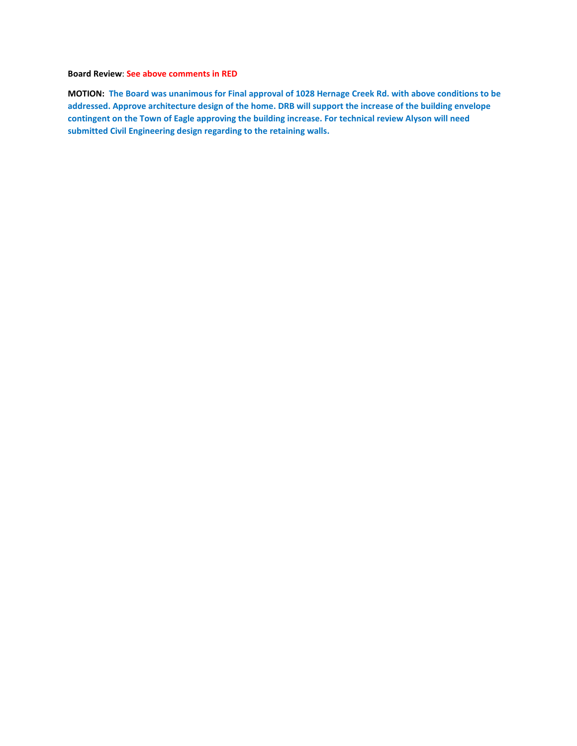**Board Review**: **See above comments in RED**

**MOTION: The Board was unanimous for Final approval of 1028 Hernage Creek Rd. with above conditions to be addressed. Approve architecture design of the home. DRB will support the increase of the building envelope contingent on the Town of Eagle approving the building increase. For technical review Alyson will need submitted Civil Engineering design regarding to the retaining walls.**